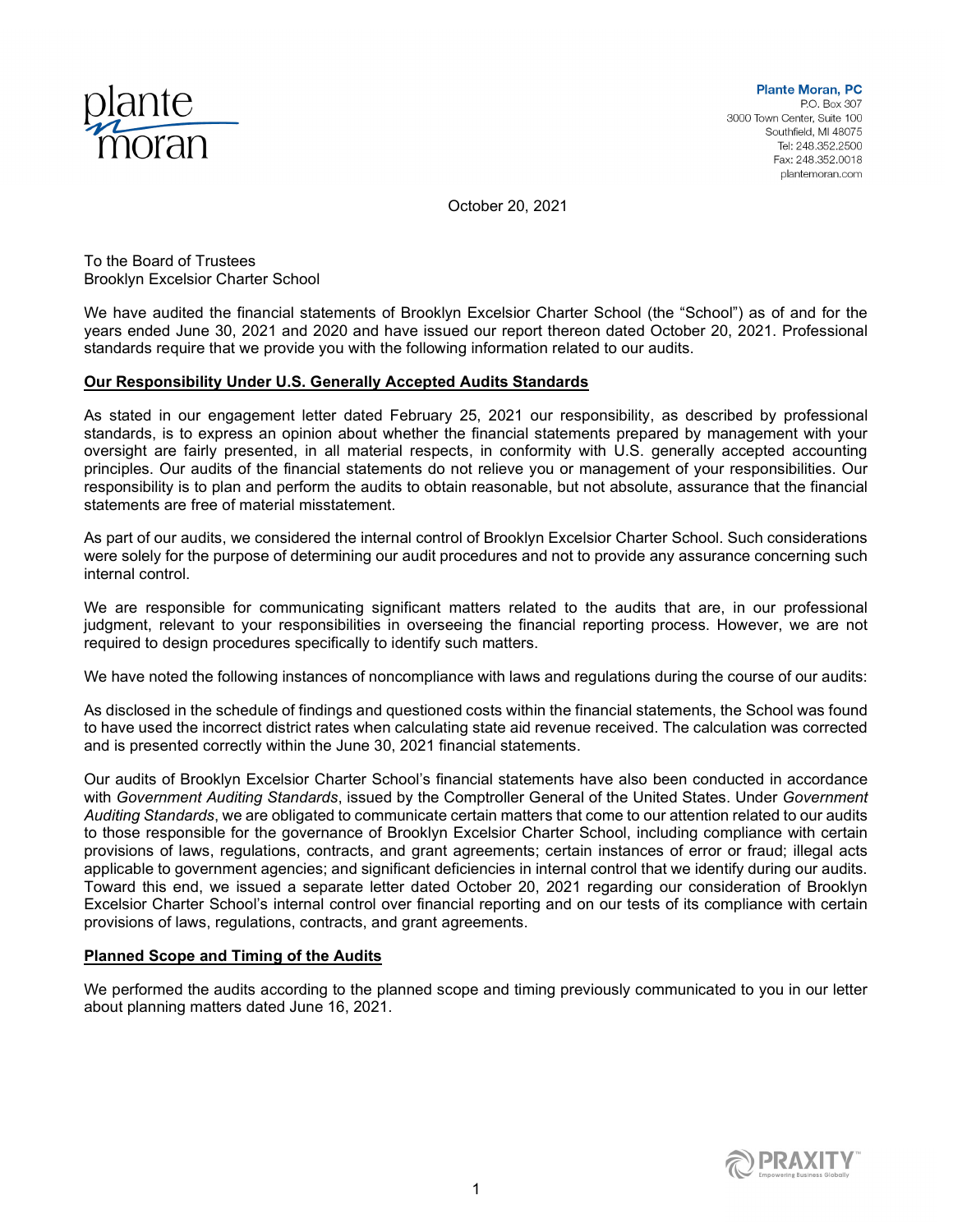**Plante Moran, PC**
P.O. Box 307
3000 Town Center, Suite 100
Southfield, MI 48075
Tel: 248.352.2500
Fax: 248.352.0018
plantemoran.com

October 20, 2021

To the Board of Trustees
Brooklyn Excelsior Charter School

We have audited the financial statements of Brooklyn Excelsior Charter School (the "School") as of and for the years ended June 30, 2021 and 2020 and have issued our report thereon dated October 20, 2021. Professional standards require that we provide you with the following information related to our audits.

**Our Responsibility Under U.S. Generally Accepted Audits Standards**

As stated in our engagement letter dated February 25, 2021 our responsibility, as described by professional standards, is to express an opinion about whether the financial statements prepared by management with your oversight are fairly presented, in all material respects, in conformity with U.S. generally accepted accounting principles. Our audits of the financial statements do not relieve you or management of your responsibilities. Our responsibility is to plan and perform the audits to obtain reasonable, but not absolute, assurance that the financial statements are free of material misstatement.

As part of our audits, we considered the internal control of Brooklyn Excelsior Charter School. Such considerations were solely for the purpose of determining our audit procedures and not to provide any assurance concerning such internal control.

We are responsible for communicating significant matters related to the audits that are, in our professional judgment, relevant to your responsibilities in overseeing the financial reporting process. However, we are not required to design procedures specifically to identify such matters.

We have noted the following instances of noncompliance with laws and regulations during the course of our audits:

As disclosed in the schedule of findings and questioned costs within the financial statements, the School was found to have used the incorrect district rates when calculating state aid revenue received. The calculation was corrected and is presented correctly within the June 30, 2021 financial statements.

Our audits of Brooklyn Excelsior Charter School's financial statements have also been conducted in accordance with *Government Auditing Standards*, issued by the Comptroller General of the United States. Under *Government Auditing Standards*, we are obligated to communicate certain matters that come to our attention related to our audits to those responsible for the governance of Brooklyn Excelsior Charter School, including compliance with certain provisions of laws, regulations, contracts, and grant agreements; certain instances of error or fraud; illegal acts applicable to government agencies; and significant deficiencies in internal control that we identify during our audits. Toward this end, we issued a separate letter dated October 20, 2021 regarding our consideration of Brooklyn Excelsior Charter School's internal control over financial reporting and on our tests of its compliance with certain provisions of laws, regulations, contracts, and grant agreements.

**Planned Scope and Timing of the Audits**

We performed the audits according to the planned scope and timing previously communicated to you in our letter about planning matters dated June 16, 2021.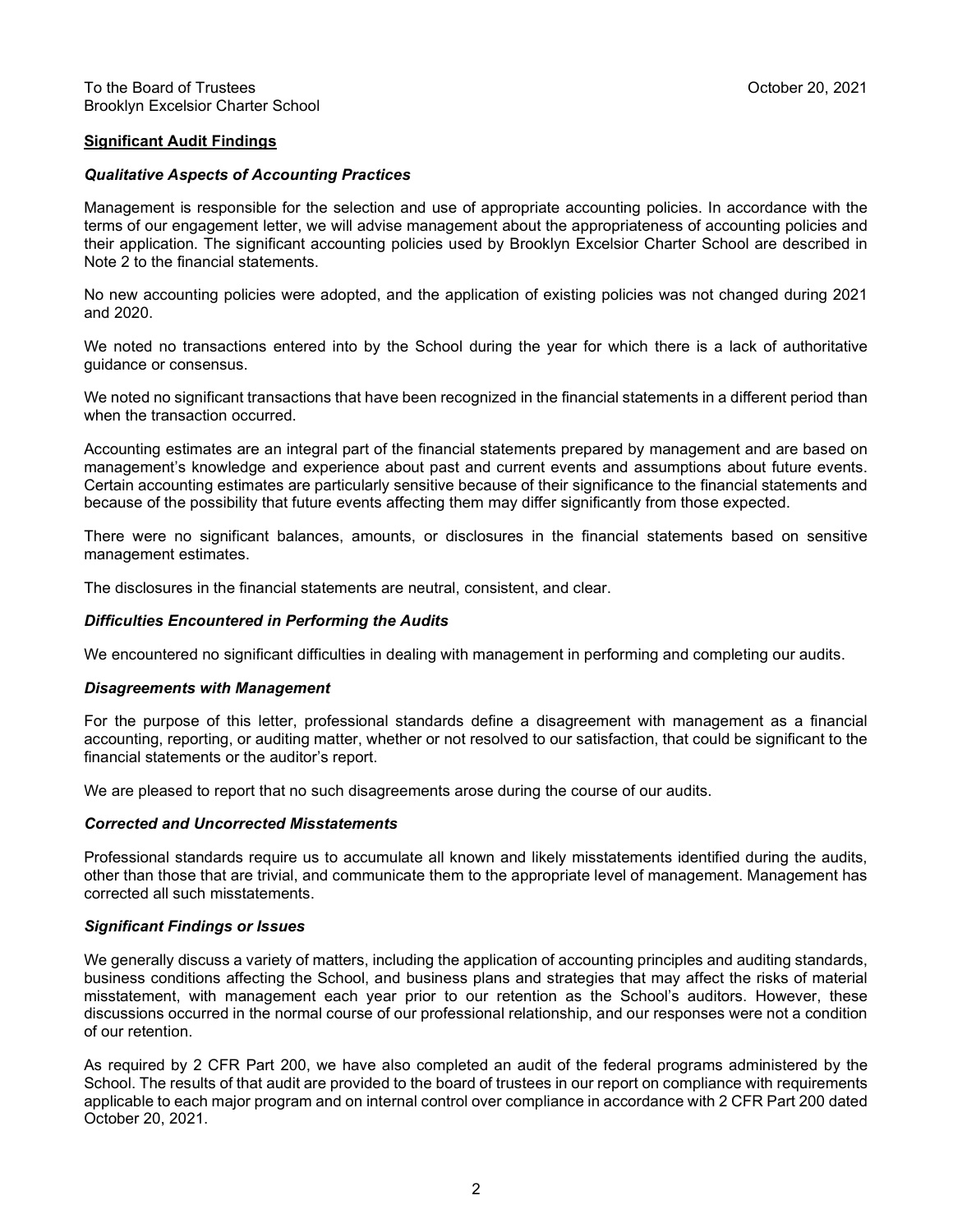To the Board of Trustees
Brooklyn Excelsior Charter School

October 20, 2021

**Significant Audit Findings**

***Qualitative Aspects of Accounting Practices***

Management is responsible for the selection and use of appropriate accounting policies. In accordance with the terms of our engagement letter, we will advise management about the appropriateness of accounting policies and their application. The significant accounting policies used by Brooklyn Excelsior Charter School are described in Note 2 to the financial statements.

No new accounting policies were adopted, and the application of existing policies was not changed during 2021 and 2020.

We noted no transactions entered into by the School during the year for which there is a lack of authoritative guidance or consensus.

We noted no significant transactions that have been recognized in the financial statements in a different period than when the transaction occurred.

Accounting estimates are an integral part of the financial statements prepared by management and are based on management's knowledge and experience about past and current events and assumptions about future events. Certain accounting estimates are particularly sensitive because of their significance to the financial statements and because of the possibility that future events affecting them may differ significantly from those expected.

There were no significant balances, amounts, or disclosures in the financial statements based on sensitive management estimates.

The disclosures in the financial statements are neutral, consistent, and clear.

***Difficulties Encountered in Performing the Audits***

We encountered no significant difficulties in dealing with management in performing and completing our audits.

***Disagreements with Management***

For the purpose of this letter, professional standards define a disagreement with management as a financial accounting, reporting, or auditing matter, whether or not resolved to our satisfaction, that could be significant to the financial statements or the auditor's report.

We are pleased to report that no such disagreements arose during the course of our audits.

***Corrected and Uncorrected Misstatements***

Professional standards require us to accumulate all known and likely misstatements identified during the audits, other than those that are trivial, and communicate them to the appropriate level of management. Management has corrected all such misstatements.

***Significant Findings or Issues***

We generally discuss a variety of matters, including the application of accounting principles and auditing standards, business conditions affecting the School, and business plans and strategies that may affect the risks of material misstatement, with management each year prior to our retention as the School's auditors. However, these discussions occurred in the normal course of our professional relationship, and our responses were not a condition of our retention.

As required by 2 CFR Part 200, we have also completed an audit of the federal programs administered by the School. The results of that audit are provided to the board of trustees in our report on compliance with requirements applicable to each major program and on internal control over compliance in accordance with 2 CFR Part 200 dated October 20, 2021.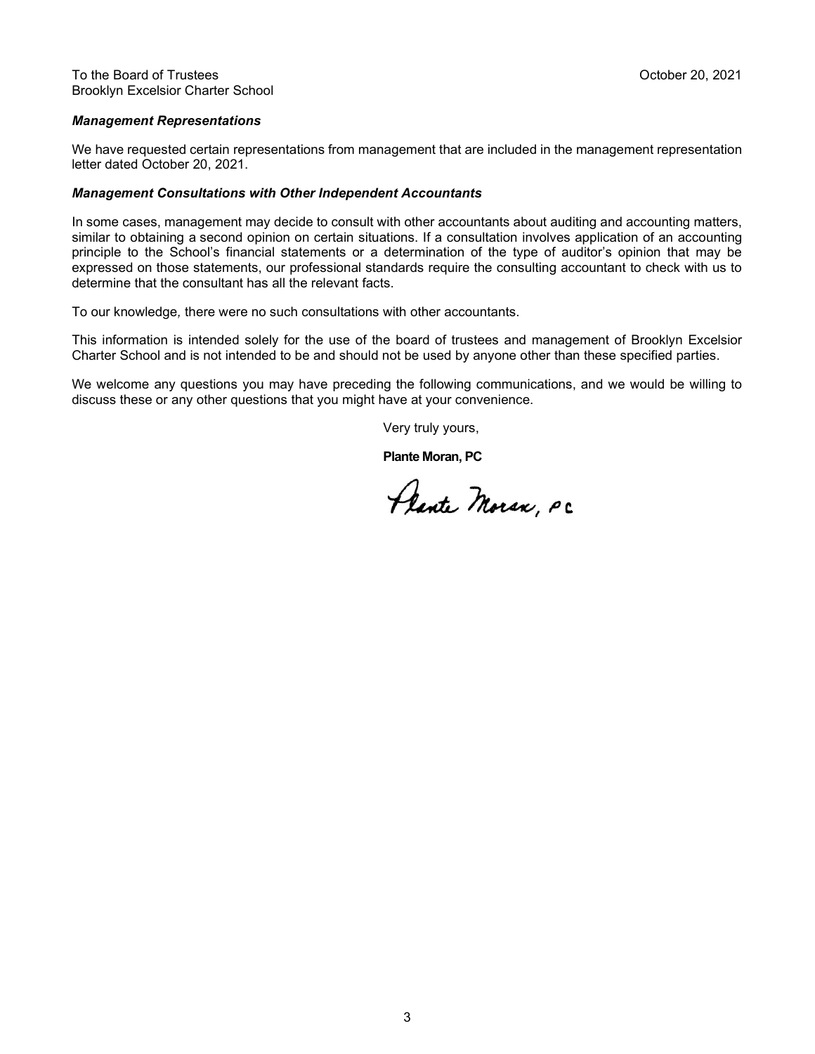To the Board of Trustees
Brooklyn Excelsior Charter School

October 20, 2021

***Management Representations***

We have requested certain representations from management that are included in the management representation letter dated October 20, 2021.

***Management Consultations with Other Independent Accountants***

In some cases, management may decide to consult with other accountants about auditing and accounting matters, similar to obtaining a second opinion on certain situations. If a consultation involves application of an accounting principle to the School's financial statements or a determination of the type of auditor's opinion that may be expressed on those statements, our professional standards require the consulting accountant to check with us to determine that the consultant has all the relevant facts.

To our knowledge, there were no such consultations with other accountants.

This information is intended solely for the use of the board of trustees and management of Brooklyn Excelsior Charter School and is not intended to be and should not be used by anyone other than these specified parties.

We welcome any questions you may have preceding the following communications, and we would be willing to discuss these or any other questions that you might have at your convenience.

Very truly yours,

**Plante Moran, PC**

Plante Moran, PC